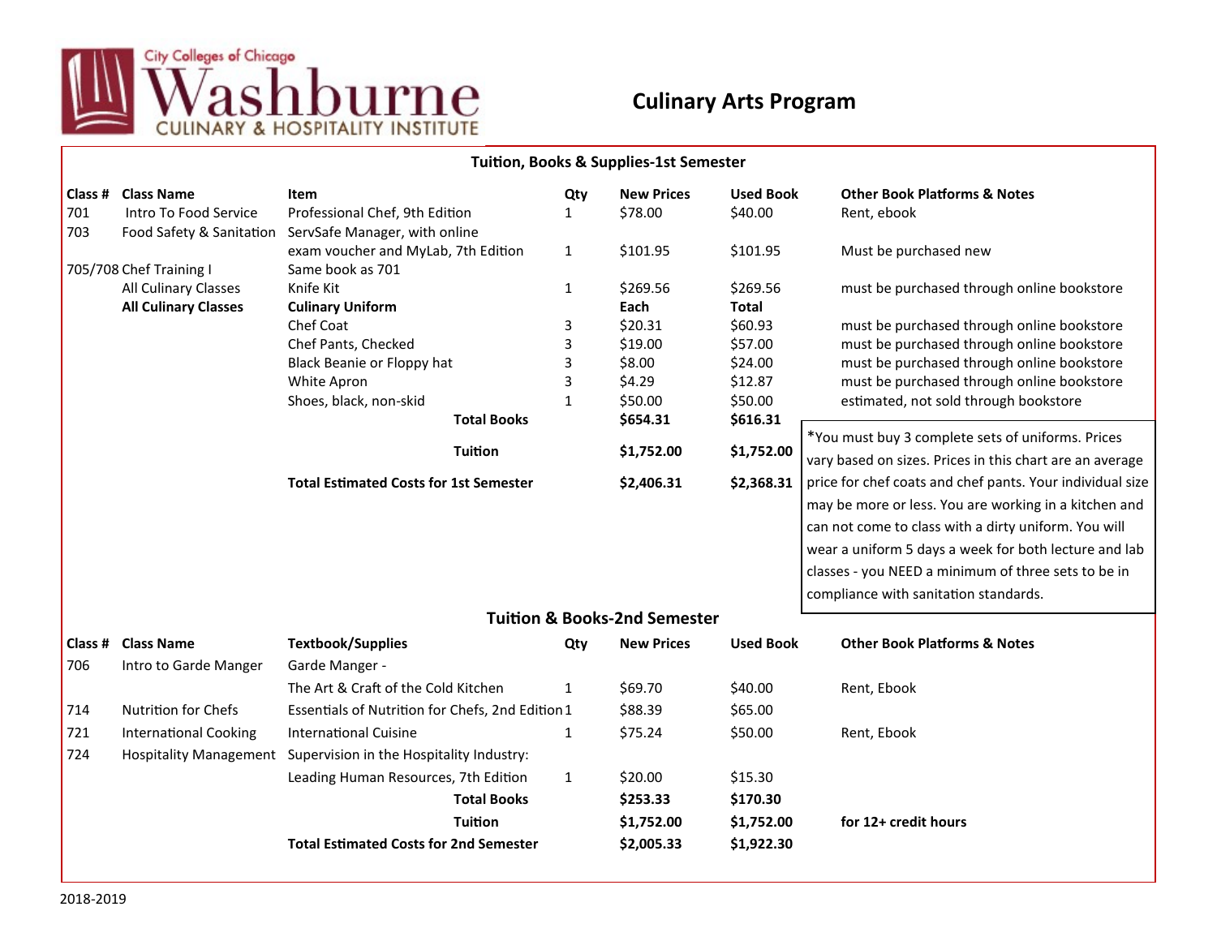City Colleges of Chicago

# Washburne Culinary & Hospitality Institute

## Culinary Arts Program

### Tuition, Books & Supplies-1st Semester

| Class # | Class Name | Item | Qty | New Prices | Used Book | Other Book Platforms & Notes |
|---|---|---|---|---|---|---|
| 701 | Intro To Food Service | Professional Chef, 9th Edition | 1 | $78.00 | $40.00 | Rent, ebook |
| 703 | Food Safety & Sanitation | ServSafe Manager, with online exam voucher and MyLab, 7th Edition | 1 | $101.95 | $101.95 | Must be purchased new |
| 705/708 | Chef Training I | Same book as 701 | | | | |
| | All Culinary Classes | Knife Kit | 1 | $269.56 | $269.56 | must be purchased through online bookstore |
| | **All Culinary Classes** | **Culinary Uniform** | | **Each** | **Total** | |
| | | Chef Coat | 3 | $20.31 | $60.93 | must be purchased through online bookstore |
| | | Chef Pants, Checked | 3 | $19.00 | $57.00 | must be purchased through online bookstore |
| | | Black Beanie or Floppy hat | 3 | $8.00 | $24.00 | must be purchased through online bookstore |
| | | White Apron | 3 | $4.29 | $12.87 | must be purchased through online bookstore |
| | | Shoes, black, non-skid | 1 | $50.00 | $50.00 | estimated, not sold through bookstore |
| | | **Total Books** | | **$654.31** | **$616.31** | |
| | | **Tuition** | | **$1,752.00** | **$1,752.00** | |
| | | **Total Estimated Costs for 1st Semester** | | **$2,406.31** | **$2,368.31** | |

*You must buy 3 complete sets of uniforms. Prices vary based on sizes. Prices in this chart are an average price for chef coats and chef pants. Your individual size may be more or less. You are working in a kitchen and can not come to class with a dirty uniform. You will wear a uniform 5 days a week for both lecture and lab classes - you NEED a minimum of three sets to be in compliance with sanitation standards.

### Tuition & Books-2nd Semester

| Class # | Class Name | Textbook/Supplies | Qty | New Prices | Used Book | Other Book Platforms & Notes |
|---|---|---|---|---|---|---|
| 706 | Intro to Garde Manger | Garde Manger - The Art & Craft of the Cold Kitchen | 1 | $69.70 | $40.00 | Rent, Ebook |
| 714 | Nutrition for Chefs | Essentials of Nutrition for Chefs, 2nd Edition | 1 | $88.39 | $65.00 | |
| 721 | International Cooking | International Cuisine | 1 | $75.24 | $50.00 | Rent, Ebook |
| 724 | Hospitality Management | Supervision in the Hospitality Industry: Leading Human Resources, 7th Edition | 1 | $20.00 | $15.30 | |
| | | **Total Books** | | **$253.33** | **$170.30** | |
| | | **Tuition** | | **$1,752.00** | **$1,752.00** | **for 12+ credit hours** |
| | | **Total Estimated Costs for 2nd Semester** | | **$2,005.33** | **$1,922.30** | |

2018-2019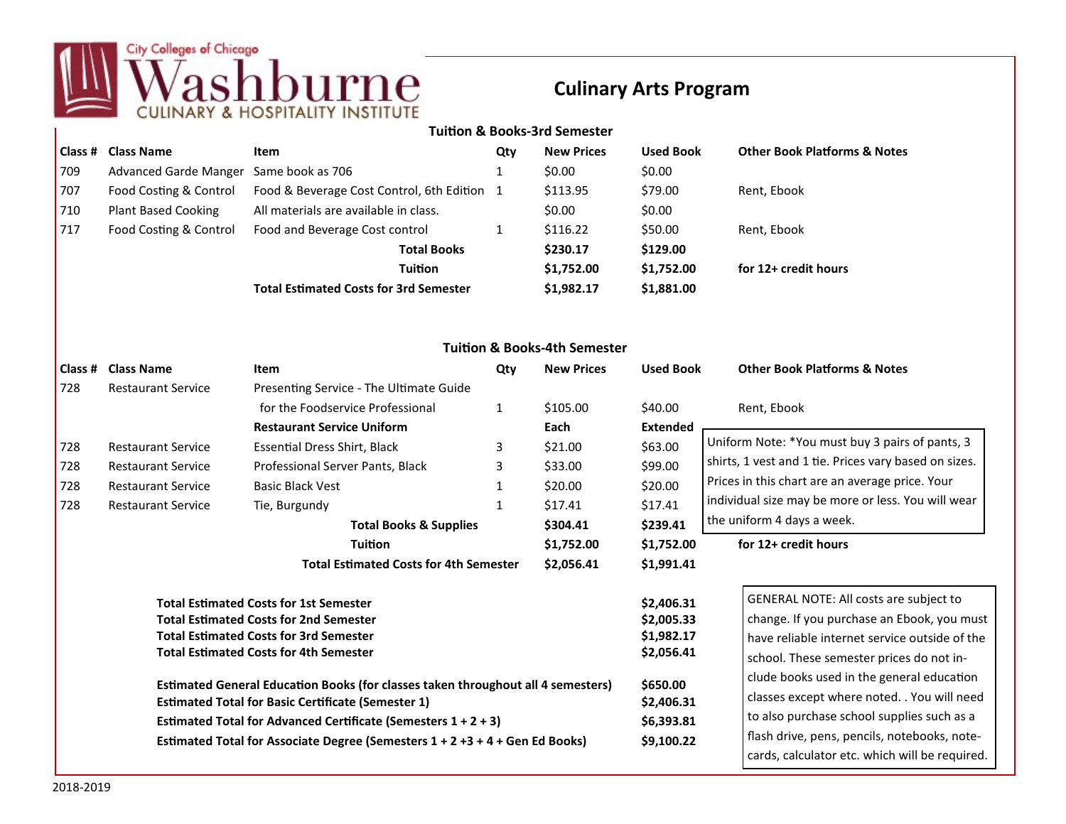City Colleges of Chicago

# Washburne CULINARY & HOSPITALITY INSTITUTE

## Culinary Arts Program

### Tuition & Books-3rd Semester

| Class # | Class Name | Item | Qty | New Prices | Used Book | Other Book Platforms & Notes |
|---|---|---|---|---|---|---|
| 709 | Advanced Garde Manger | Same book as 706 | 1 | $0.00 | $0.00 | |
| 707 | Food Costing & Control | Food & Beverage Cost Control, 6th Edition | 1 | $113.95 | $79.00 | Rent, Ebook |
| 710 | Plant Based Cooking | All materials are available in class. | | $0.00 | $0.00 | |
| 717 | Food Costing & Control | Food and Beverage Cost control | 1 | $116.22 | $50.00 | Rent, Ebook |
| | | **Total Books** | | **$230.17** | **$129.00** | |
| | | **Tuition** | | **$1,752.00** | **$1,752.00** | **for 12+ credit hours** |
| | | **Total Estimated Costs for 3rd Semester** | | **$1,982.17** | **$1,881.00** | |

### Tuition & Books-4th Semester

| Class # | Class Name | Item | Qty | New Prices | Used Book | Other Book Platforms & Notes |
|---|---|---|---|---|---|---|
| 728 | Restaurant Service | Presenting Service - The Ultimate Guide for the Foodservice Professional | 1 | $105.00 | $40.00 | Rent, Ebook |
| | | **Restaurant Service Uniform** | | **Each** | **Extended** | |
| 728 | Restaurant Service | Essential Dress Shirt, Black | 3 | $21.00 | $63.00 | |
| 728 | Restaurant Service | Professional Server Pants, Black | 3 | $33.00 | $99.00 | |
| 728 | Restaurant Service | Basic Black Vest | 1 | $20.00 | $20.00 | |
| 728 | Restaurant Service | Tie, Burgundy | 1 | $17.41 | $17.41 | |
| | | **Total Books & Supplies** | | **$304.41** | **$239.41** | |
| | | **Tuition** | | **$1,752.00** | **$1,752.00** | **for 12+ credit hours** |
| | | **Total Estimated Costs for 4th Semester** | | **$2,056.41** | **$1,991.41** | |

Uniform Note: *You must buy 3 pairs of pants, 3 shirts, 1 vest and 1 tie. Prices vary based on sizes. Prices in this chart are an average price. Your individual size may be more or less. You will wear the uniform 4 days a week.

| | |
|---|---|
| **Total Estimated Costs for 1st Semester** | **$2,406.31** |
| **Total Estimated Costs for 2nd Semester** | **$2,005.33** |
| **Total Estimated Costs for 3rd Semester** | **$1,982.17** |
| **Total Estimated Costs for 4th Semester** | **$2,056.41** |
| **Estimated General Education Books (for classes taken throughout all 4 semesters)** | **$650.00** |
| **Estimated Total for Basic Certificate (Semester 1)** | **$2,406.31** |
| **Estimated Total for Advanced Certificate (Semesters 1 + 2 + 3)** | **$6,393.81** |
| **Estimated Total for Associate Degree (Semesters 1 + 2 +3 + 4 + Gen Ed Books)** | **$9,100.22** |

GENERAL NOTE: All costs are subject to change. If you purchase an Ebook, you must have reliable internet service outside of the school. These semester prices do not include books used in the general education classes except where noted. . You will need to also purchase school supplies such as a flash drive, pens, pencils, notebooks, notecards, calculator etc. which will be required.

2018-2019